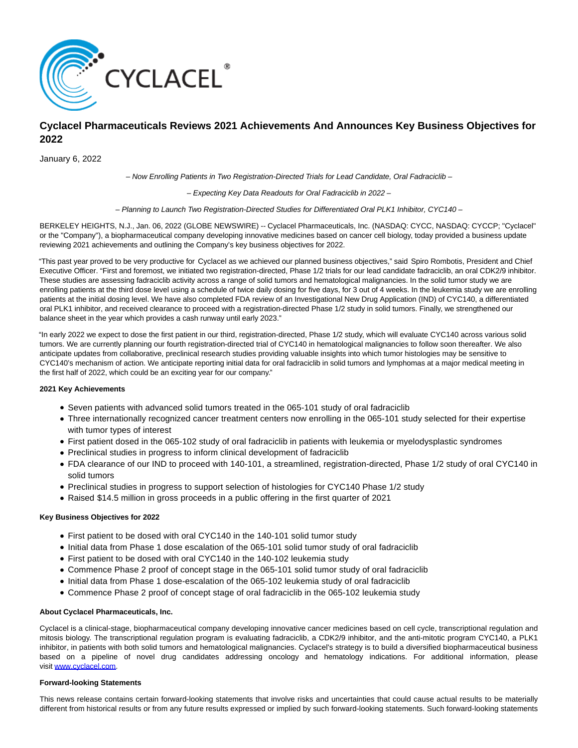# Cyclacel Pharmaceuticals Reviews 2021 Achievements And Announces Key Business Objectives for 2022

January 6, 2022

*– Now Enrolling Patients in Two Registration-Directed Trials for Lead Candidate, Oral Fadraciclib –*

*– Expecting Key Data Readouts for Oral Fadraciclib in 2022 –*

*– Planning to Launch Two Registration-Directed Studies for Differentiated Oral PLK1 Inhibitor, CYC140 –*

BERKELEY HEIGHTS, N.J., Jan. 06, 2022 (GLOBE NEWSWIRE) -- Cyclacel Pharmaceuticals, Inc. (NASDAQ: CYCC, NASDAQ: CYCCP; "Cyclacel" or the "Company"), a biopharmaceutical company developing innovative medicines based on cancer cell biology, today provided a business update reviewing 2021 achievements and outlining the Company's key business objectives for 2022.

"This past year proved to be very productive for Cyclacel as we achieved our planned business objectives," said Spiro Rombotis, President and Chief Executive Officer. "First and foremost, we initiated two registration-directed, Phase 1/2 trials for our lead candidate fadraciclib, an oral CDK2/9 inhibitor. These studies are assessing fadraciclib activity across a range of solid tumors and hematological malignancies. In the solid tumor study we are enrolling patients at the third dose level using a schedule of twice daily dosing for five days, for 3 out of 4 weeks. In the leukemia study we are enrolling patients at the initial dosing level. We have also completed FDA review of an Investigational New Drug Application (IND) of CYC140, a differentiated oral PLK1 inhibitor, and received clearance to proceed with a registration-directed Phase 1/2 study in solid tumors. Finally, we strengthened our balance sheet in the year which provides a cash runway until early 2023."

"In early 2022 we expect to dose the first patient in our third, registration-directed, Phase 1/2 study, which will evaluate CYC140 across various solid tumors. We are currently planning our fourth registration-directed trial of CYC140 in hematological malignancies to follow soon thereafter. We also anticipate updates from collaborative, preclinical research studies providing valuable insights into which tumor histologies may be sensitive to CYC140's mechanism of action. We anticipate reporting initial data for oral fadraciclib in solid tumors and lymphomas at a major medical meeting in the first half of 2022, which could be an exciting year for our company."

**2021 Key Achievements**

- Seven patients with advanced solid tumors treated in the 065-101 study of oral fadraciclib
- Three internationally recognized cancer treatment centers now enrolling in the 065-101 study selected for their expertise with tumor types of interest
- First patient dosed in the 065-102 study of oral fadraciclib in patients with leukemia or myelodysplastic syndromes
- Preclinical studies in progress to inform clinical development of fadraciclib
- FDA clearance of our IND to proceed with 140-101, a streamlined, registration-directed, Phase 1/2 study of oral CYC140 in solid tumors
- Preclinical studies in progress to support selection of histologies for CYC140 Phase 1/2 study
- Raised $14.5 million in gross proceeds in a public offering in the first quarter of 2021

**Key Business Objectives for 2022**

- First patient to be dosed with oral CYC140 in the 140-101 solid tumor study
- Initial data from Phase 1 dose escalation of the 065-101 solid tumor study of oral fadraciclib
- First patient to be dosed with oral CYC140 in the 140-102 leukemia study
- Commence Phase 2 proof of concept stage in the 065-101 solid tumor study of oral fadraciclib
- Initial data from Phase 1 dose-escalation of the 065-102 leukemia study of oral fadraciclib
- Commence Phase 2 proof of concept stage of oral fadraciclib in the 065-102 leukemia study

**About Cyclacel Pharmaceuticals, Inc.**

Cyclacel is a clinical-stage, biopharmaceutical company developing innovative cancer medicines based on cell cycle, transcriptional regulation and mitosis biology. The transcriptional regulation program is evaluating fadraciclib, a CDK2/9 inhibitor, and the anti-mitotic program CYC140, a PLK1 inhibitor, in patients with both solid tumors and hematological malignancies. Cyclacel's strategy is to build a diversified biopharmaceutical business based on a pipeline of novel drug candidates addressing oncology and hematology indications. For additional information, please visit www.cyclacel.com.

**Forward-looking Statements**

This news release contains certain forward-looking statements that involve risks and uncertainties that could cause actual results to be materially different from historical results or from any future results expressed or implied by such forward-looking statements. Such forward-looking statements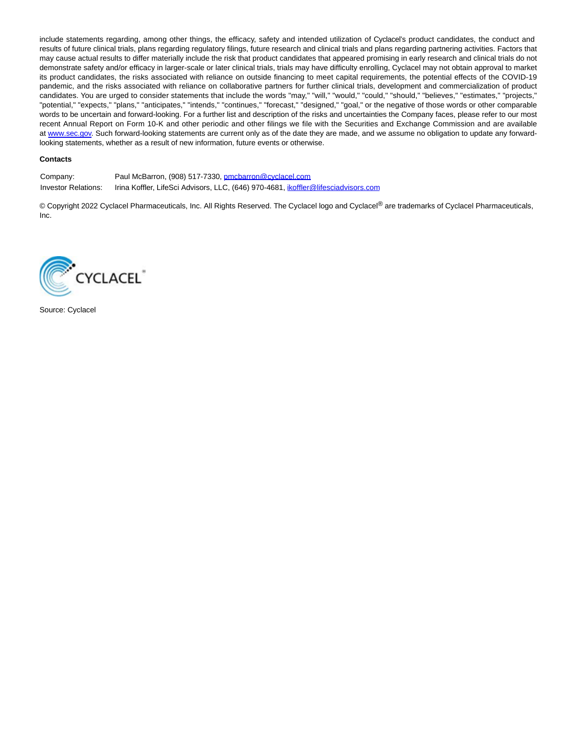include statements regarding, among other things, the efficacy, safety and intended utilization of Cyclacel's product candidates, the conduct and results of future clinical trials, plans regarding regulatory filings, future research and clinical trials and plans regarding partnering activities. Factors that may cause actual results to differ materially include the risk that product candidates that appeared promising in early research and clinical trials do not demonstrate safety and/or efficacy in larger-scale or later clinical trials, trials may have difficulty enrolling, Cyclacel may not obtain approval to market its product candidates, the risks associated with reliance on outside financing to meet capital requirements, the potential effects of the COVID-19 pandemic, and the risks associated with reliance on collaborative partners for further clinical trials, development and commercialization of product candidates. You are urged to consider statements that include the words "may," "will," "would," "could," "should," "believes," "estimates," "projects," "potential," "expects," "plans," "anticipates," "intends," "continues," "forecast," "designed," "goal," or the negative of those words or other comparable words to be uncertain and forward-looking. For a further list and description of the risks and uncertainties the Company faces, please refer to our most recent Annual Report on Form 10-K and other periodic and other filings we file with the Securities and Exchange Commission and are available at www.sec.gov. Such forward-looking statements are current only as of the date they are made, and we assume no obligation to update any forward-looking statements, whether as a result of new information, future events or otherwise.

**Contacts**

| | |
|---|---|
| Company: | Paul McBarron, (908) 517-7330, pmcbarron@cyclacel.com |
| Investor Relations: | Irina Koffler, LifeSci Advisors, LLC, (646) 970-4681, ikoffler@lifesciadvisors.com |

© Copyright 2022 Cyclacel Pharmaceuticals, Inc. All Rights Reserved. The Cyclacel logo and Cyclacel® are trademarks of Cyclacel Pharmaceuticals, Inc.

CYCLACEL

Source: Cyclacel